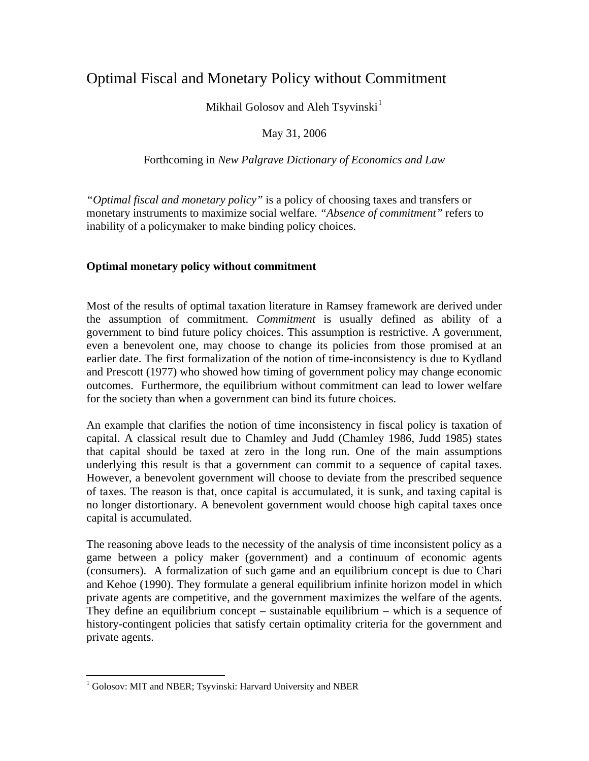# Optimal Fiscal and Monetary Policy without Commitment

Mikhail Golosov and Aleh Tsyvinski[1]

May 31, 2006

Forthcoming in *New Palgrave Dictionary of Economics and Law*

*"Optimal fiscal and monetary policy"* is a policy of choosing taxes and transfers or monetary instruments to maximize social welfare. *"Absence of commitment"* refers to inability of a policymaker to make binding policy choices.

## Optimal monetary policy without commitment

Most of the results of optimal taxation literature in Ramsey framework are derived under the assumption of commitment. *Commitment* is usually defined as ability of a government to bind future policy choices. This assumption is restrictive. A government, even a benevolent one, may choose to change its policies from those promised at an earlier date. The first formalization of the notion of time-inconsistency is due to Kydland and Prescott (1977) who showed how timing of government policy may change economic outcomes. Furthermore, the equilibrium without commitment can lead to lower welfare for the society than when a government can bind its future choices.

An example that clarifies the notion of time inconsistency in fiscal policy is taxation of capital. A classical result due to Chamley and Judd (Chamley 1986, Judd 1985) states that capital should be taxed at zero in the long run. One of the main assumptions underlying this result is that a government can commit to a sequence of capital taxes. However, a benevolent government will choose to deviate from the prescribed sequence of taxes. The reason is that, once capital is accumulated, it is sunk, and taxing capital is no longer distortionary. A benevolent government would choose high capital taxes once capital is accumulated.

The reasoning above leads to the necessity of the analysis of time inconsistent policy as a game between a policy maker (government) and a continuum of economic agents (consumers). A formalization of such game and an equilibrium concept is due to Chari and Kehoe (1990). They formulate a general equilibrium infinite horizon model in which private agents are competitive, and the government maximizes the welfare of the agents. They define an equilibrium concept – sustainable equilibrium – which is a sequence of history-contingent policies that satisfy certain optimality criteria for the government and private agents.

[1] Golosov: MIT and NBER; Tsyvinski: Harvard University and NBER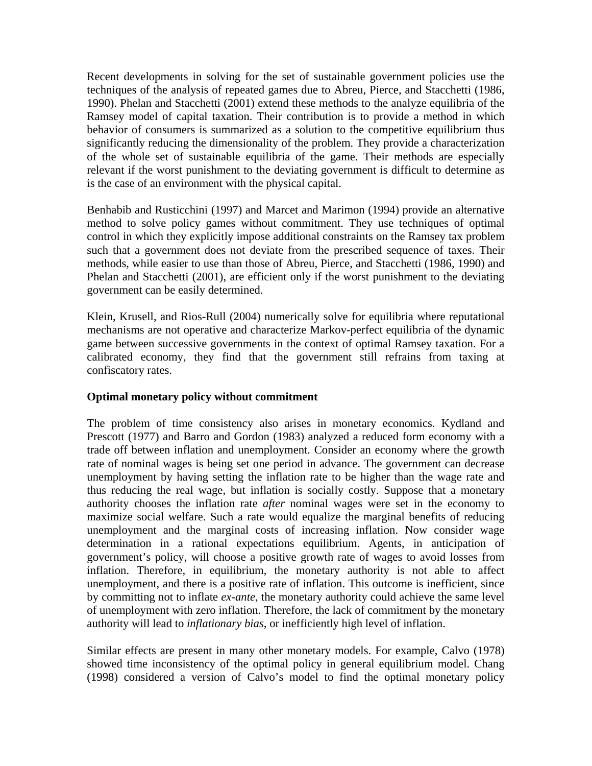Recent developments in solving for the set of sustainable government policies use the techniques of the analysis of repeated games due to Abreu, Pierce, and Stacchetti (1986, 1990). Phelan and Stacchetti (2001) extend these methods to the analyze equilibria of the Ramsey model of capital taxation. Their contribution is to provide a method in which behavior of consumers is summarized as a solution to the competitive equilibrium thus significantly reducing the dimensionality of the problem. They provide a characterization of the whole set of sustainable equilibria of the game. Their methods are especially relevant if the worst punishment to the deviating government is difficult to determine as is the case of an environment with the physical capital.

Benhabib and Rusticchini (1997) and Marcet and Marimon (1994) provide an alternative method to solve policy games without commitment. They use techniques of optimal control in which they explicitly impose additional constraints on the Ramsey tax problem such that a government does not deviate from the prescribed sequence of taxes. Their methods, while easier to use than those of Abreu, Pierce, and Stacchetti (1986, 1990) and Phelan and Stacchetti (2001), are efficient only if the worst punishment to the deviating government can be easily determined.

Klein, Krusell, and Rios-Rull (2004) numerically solve for equilibria where reputational mechanisms are not operative and characterize Markov-perfect equilibria of the dynamic game between successive governments in the context of optimal Ramsey taxation. For a calibrated economy, they find that the government still refrains from taxing at confiscatory rates.

**Optimal monetary policy without commitment**

The problem of time consistency also arises in monetary economics. Kydland and Prescott (1977) and Barro and Gordon (1983) analyzed a reduced form economy with a trade off between inflation and unemployment. Consider an economy where the growth rate of nominal wages is being set one period in advance. The government can decrease unemployment by having setting the inflation rate to be higher than the wage rate and thus reducing the real wage, but inflation is socially costly. Suppose that a monetary authority chooses the inflation rate *after* nominal wages were set in the economy to maximize social welfare. Such a rate would equalize the marginal benefits of reducing unemployment and the marginal costs of increasing inflation. Now consider wage determination in a rational expectations equilibrium. Agents, in anticipation of government's policy, will choose a positive growth rate of wages to avoid losses from inflation. Therefore, in equilibrium, the monetary authority is not able to affect unemployment, and there is a positive rate of inflation. This outcome is inefficient, since by committing not to inflate *ex-ante*, the monetary authority could achieve the same level of unemployment with zero inflation. Therefore, the lack of commitment by the monetary authority will lead to *inflationary bias*, or inefficiently high level of inflation.

Similar effects are present in many other monetary models. For example, Calvo (1978) showed time inconsistency of the optimal policy in general equilibrium model. Chang (1998) considered a version of Calvo's model to find the optimal monetary policy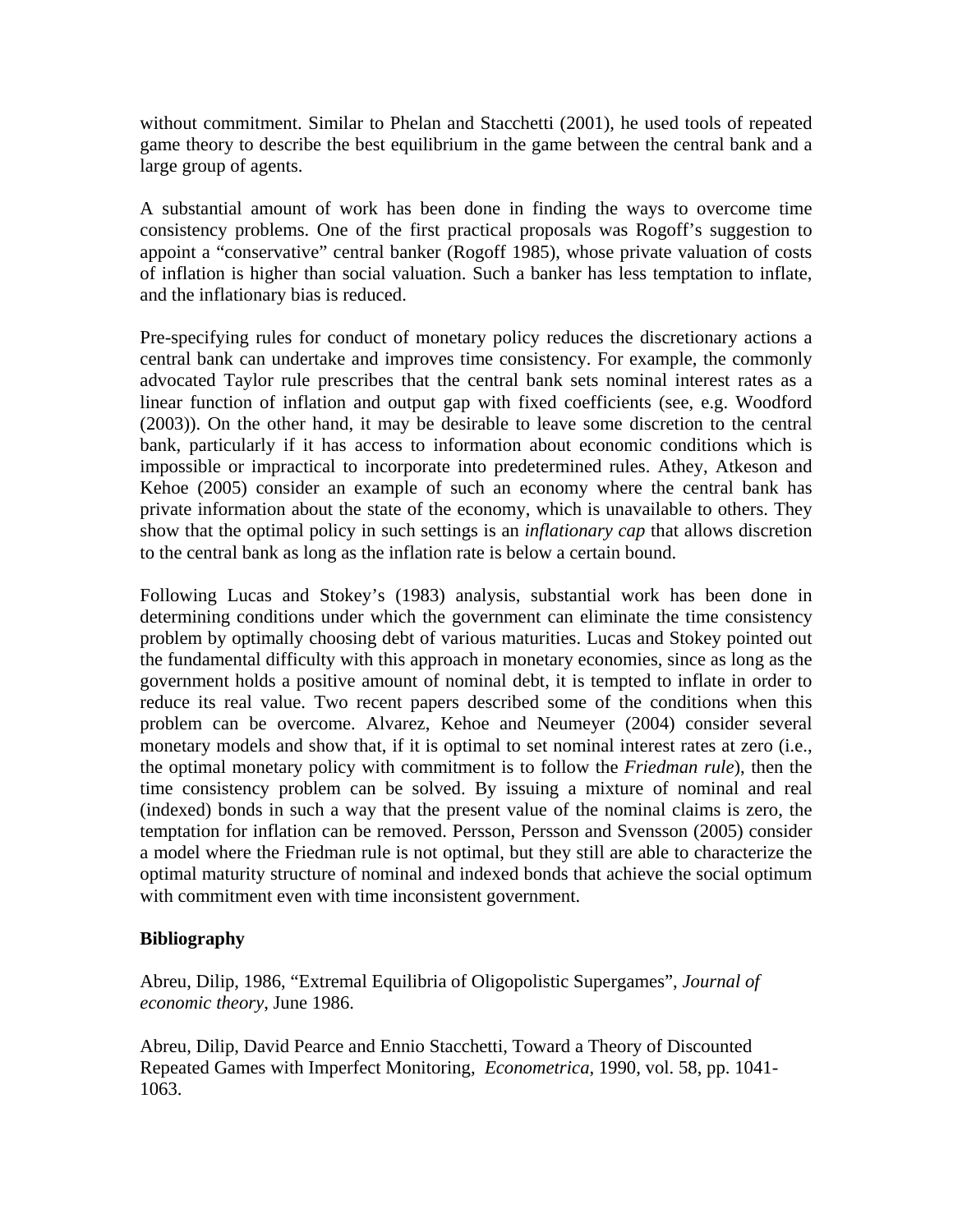without commitment. Similar to Phelan and Stacchetti (2001), he used tools of repeated game theory to describe the best equilibrium in the game between the central bank and a large group of agents.

A substantial amount of work has been done in finding the ways to overcome time consistency problems. One of the first practical proposals was Rogoff's suggestion to appoint a "conservative" central banker (Rogoff 1985), whose private valuation of costs of inflation is higher than social valuation. Such a banker has less temptation to inflate, and the inflationary bias is reduced.

Pre-specifying rules for conduct of monetary policy reduces the discretionary actions a central bank can undertake and improves time consistency. For example, the commonly advocated Taylor rule prescribes that the central bank sets nominal interest rates as a linear function of inflation and output gap with fixed coefficients (see, e.g. Woodford (2003)). On the other hand, it may be desirable to leave some discretion to the central bank, particularly if it has access to information about economic conditions which is impossible or impractical to incorporate into predetermined rules. Athey, Atkeson and Kehoe (2005) consider an example of such an economy where the central bank has private information about the state of the economy, which is unavailable to others. They show that the optimal policy in such settings is an *inflationary cap* that allows discretion to the central bank as long as the inflation rate is below a certain bound.

Following Lucas and Stokey's (1983) analysis, substantial work has been done in determining conditions under which the government can eliminate the time consistency problem by optimally choosing debt of various maturities. Lucas and Stokey pointed out the fundamental difficulty with this approach in monetary economies, since as long as the government holds a positive amount of nominal debt, it is tempted to inflate in order to reduce its real value. Two recent papers described some of the conditions when this problem can be overcome. Alvarez, Kehoe and Neumeyer (2004) consider several monetary models and show that, if it is optimal to set nominal interest rates at zero (i.e., the optimal monetary policy with commitment is to follow the *Friedman rule*), then the time consistency problem can be solved. By issuing a mixture of nominal and real (indexed) bonds in such a way that the present value of the nominal claims is zero, the temptation for inflation can be removed. Persson, Persson and Svensson (2005) consider a model where the Friedman rule is not optimal, but they still are able to characterize the optimal maturity structure of nominal and indexed bonds that achieve the social optimum with commitment even with time inconsistent government.

**Bibliography**

Abreu, Dilip, 1986, "Extremal Equilibria of Oligopolistic Supergames", *Journal of economic theory*, June 1986.

Abreu, Dilip, David Pearce and Ennio Stacchetti, Toward a Theory of Discounted Repeated Games with Imperfect Monitoring, *Econometrica*, 1990, vol. 58, pp. 1041-1063.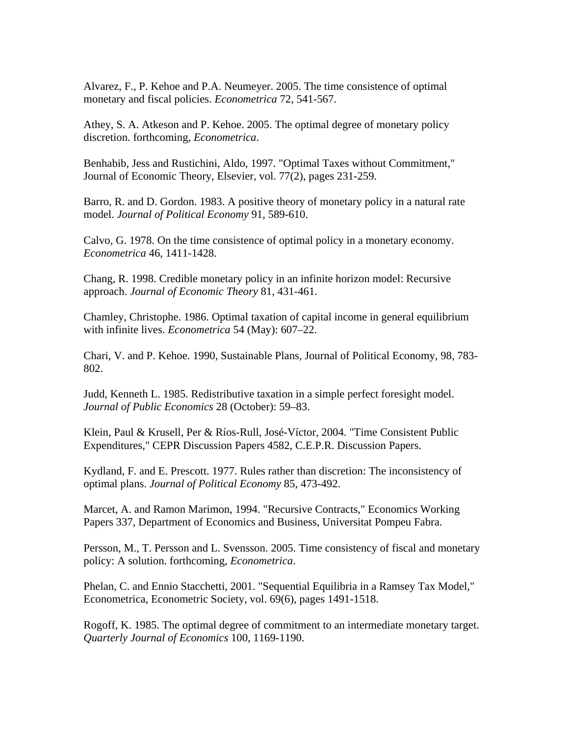Alvarez, F., P. Kehoe and P.A. Neumeyer. 2005. The time consistence of optimal monetary and fiscal policies. *Econometrica* 72, 541-567.

Athey, S. A. Atkeson and P. Kehoe. 2005. The optimal degree of monetary policy discretion. forthcoming, *Econometrica*.

Benhabib, Jess and Rustichini, Aldo, 1997. "Optimal Taxes without Commitment," Journal of Economic Theory, Elsevier, vol. 77(2), pages 231-259.

Barro, R. and D. Gordon. 1983. A positive theory of monetary policy in a natural rate model. *Journal of Political Economy* 91, 589-610.

Calvo, G. 1978. On the time consistence of optimal policy in a monetary economy. *Econometrica* 46, 1411-1428.

Chang, R. 1998. Credible monetary policy in an infinite horizon model: Recursive approach. *Journal of Economic Theory* 81, 431-461.

Chamley, Christophe. 1986. Optimal taxation of capital income in general equilibrium with infinite lives. *Econometrica* 54 (May): 607–22.

Chari, V. and P. Kehoe. 1990, Sustainable Plans, Journal of Political Economy, 98, 783-802.

Judd, Kenneth L. 1985. Redistributive taxation in a simple perfect foresight model. *Journal of Public Economics* 28 (October): 59–83.

Klein, Paul & Krusell, Per & Ríos-Rull, José-Víctor, 2004. "Time Consistent Public Expenditures," CEPR Discussion Papers 4582, C.E.P.R. Discussion Papers.

Kydland, F. and E. Prescott. 1977. Rules rather than discretion: The inconsistency of optimal plans. *Journal of Political Economy* 85, 473-492.

Marcet, A. and Ramon Marimon, 1994. "Recursive Contracts," Economics Working Papers 337, Department of Economics and Business, Universitat Pompeu Fabra.

Persson, M., T. Persson and L. Svensson. 2005. Time consistency of fiscal and monetary policy: A solution. forthcoming, *Econometrica*.

Phelan, C. and Ennio Stacchetti, 2001. "Sequential Equilibria in a Ramsey Tax Model," Econometrica, Econometric Society, vol. 69(6), pages 1491-1518.

Rogoff, K. 1985. The optimal degree of commitment to an intermediate monetary target. *Quarterly Journal of Economics* 100, 1169-1190.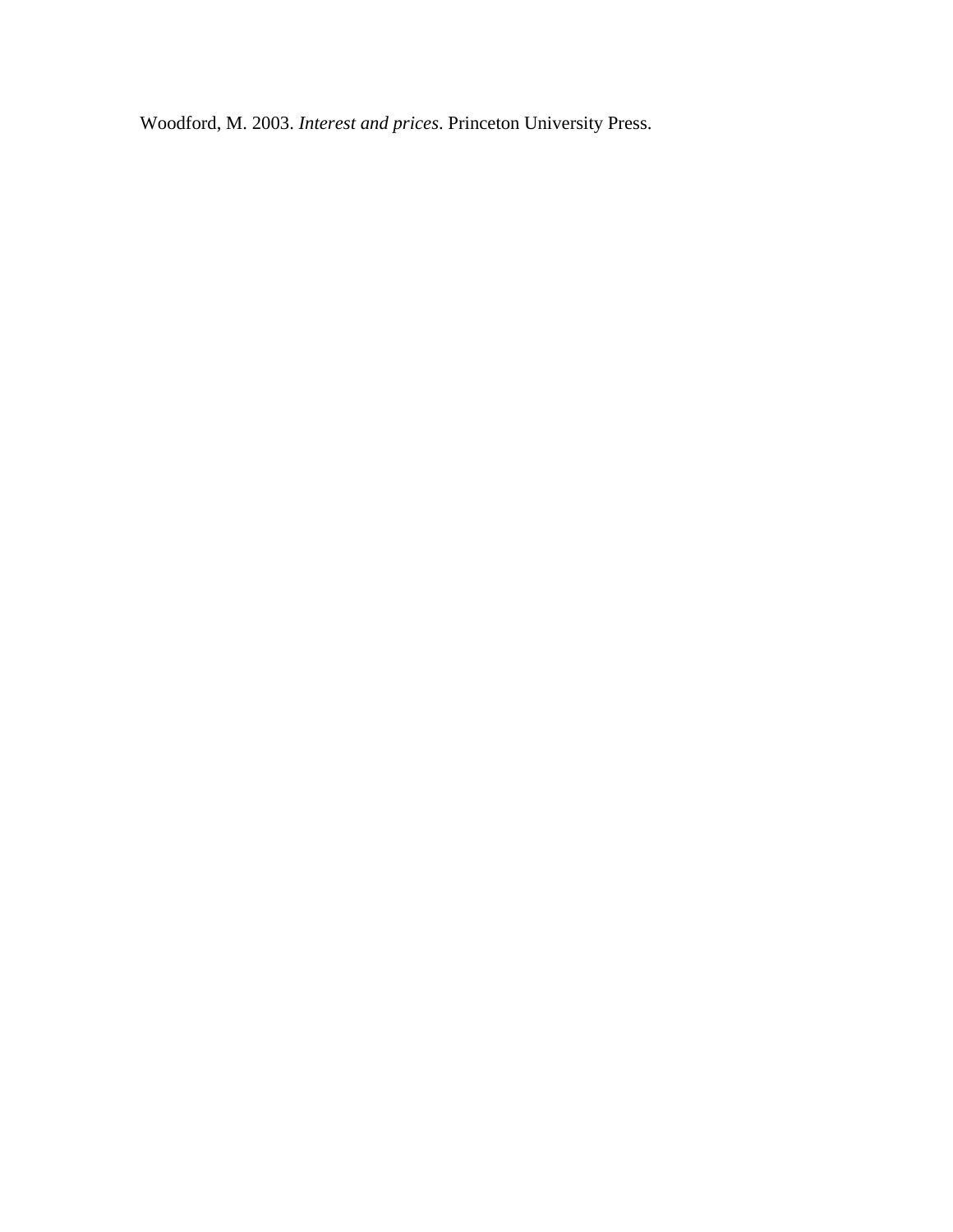Woodford, M. 2003. *Interest and prices*. Princeton University Press.